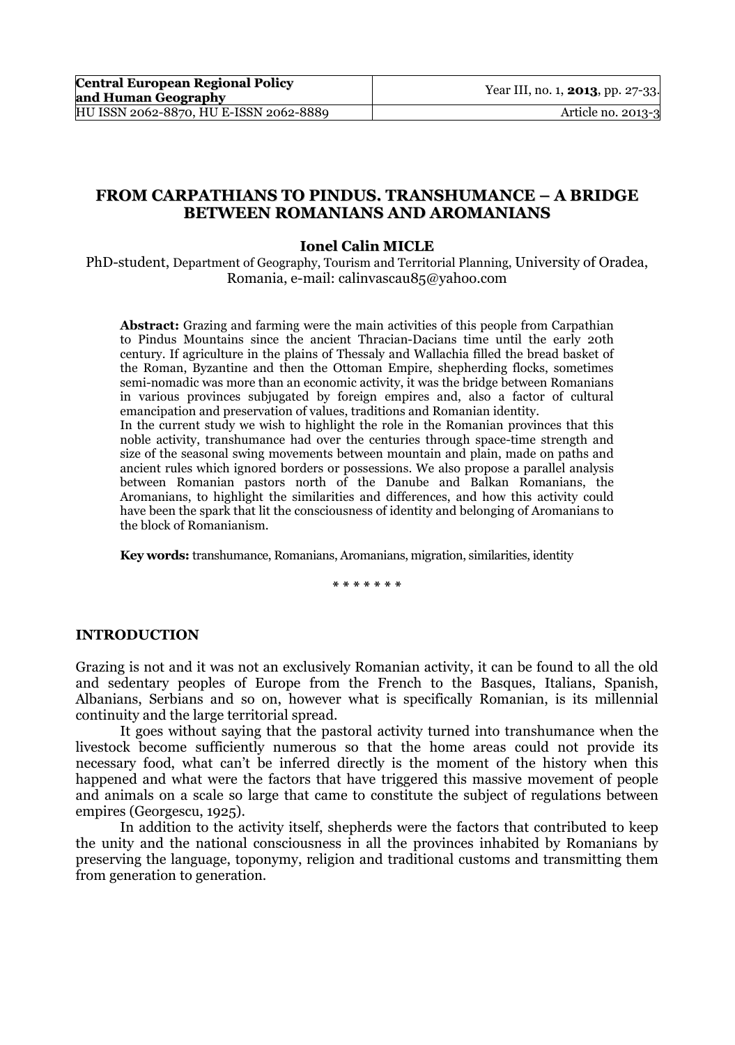# FROM CARPATHIANS TO PINDUS. TRANSHUMANCE – A BRIDGE BETWEEN ROMANIANS AND AROMANIANS

**Ionel Calin MICLE**

PhD-student, Department of Geography, Tourism and Territorial Planning, University of Oradea, Romania, e-mail: calinvascau85@yahoo.com

**Abstract:** Grazing and farming were the main activities of this people from Carpathian to Pindus Mountains since the ancient Thracian-Dacians time until the early 20th century. If agriculture in the plains of Thessaly and Wallachia filled the bread basket of the Roman, Byzantine and then the Ottoman Empire, shepherding flocks, sometimes semi-nomadic was more than an economic activity, it was the bridge between Romanians in various provinces subjugated by foreign empires and, also a factor of cultural emancipation and preservation of values, traditions and Romanian identity.

In the current study we wish to highlight the role in the Romanian provinces that this noble activity, transhumance had over the centuries through space-time strength and size of the seasonal swing movements between mountain and plain, made on paths and ancient rules which ignored borders or possessions. We also propose a parallel analysis between Romanian pastors north of the Danube and Balkan Romanians, the Aromanians, to highlight the similarities and differences, and how this activity could have been the spark that lit the consciousness of identity and belonging of Aromanians to the block of Romanianism.

**Key words:** transhumance, Romanians, Aromanians, migration, similarities, identity

\* \* \* \* \* \* \*

## INTRODUCTION

Grazing is not and it was not an exclusively Romanian activity, it can be found to all the old and sedentary peoples of Europe from the French to the Basques, Italians, Spanish, Albanians, Serbians and so on, however what is specifically Romanian, is its millennial continuity and the large territorial spread.

It goes without saying that the pastoral activity turned into transhumance when the livestock become sufficiently numerous so that the home areas could not provide its necessary food, what can't be inferred directly is the moment of the history when this happened and what were the factors that have triggered this massive movement of people and animals on a scale so large that came to constitute the subject of regulations between empires (Georgescu, 1925).

In addition to the activity itself, shepherds were the factors that contributed to keep the unity and the national consciousness in all the provinces inhabited by Romanians by preserving the language, toponymy, religion and traditional customs and transmitting them from generation to generation.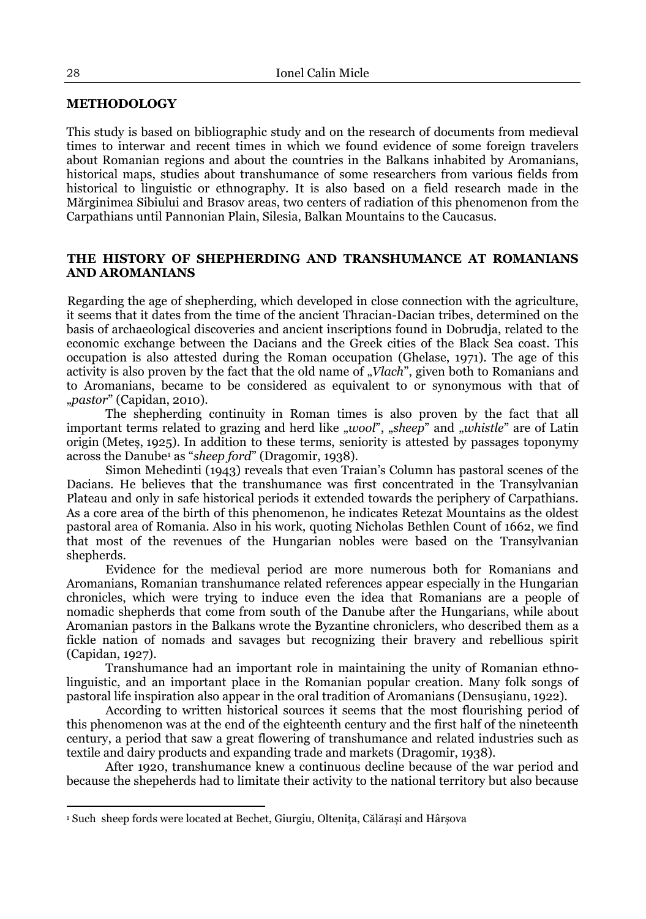## METHODOLOGY

This study is based on bibliographic study and on the research of documents from medieval times to interwar and recent times in which we found evidence of some foreign travelers about Romanian regions and about the countries in the Balkans inhabited by Aromanians, historical maps, studies about transhumance of some researchers from various fields from historical to linguistic or ethnography. It is also based on a field research made in the Mărginimea Sibiului and Brasov areas, two centers of radiation of this phenomenon from the Carpathians until Pannonian Plain, Silesia, Balkan Mountains to the Caucasus.

## THE HISTORY OF SHEPHERDING AND TRANSHUMANCE AT ROMANIANS AND AROMANIANS

Regarding the age of shepherding, which developed in close connection with the agriculture, it seems that it dates from the time of the ancient Thracian-Dacian tribes, determined on the basis of archaeological discoveries and ancient inscriptions found in Dobrudja, related to the economic exchange between the Dacians and the Greek cities of the Black Sea coast. This occupation is also attested during the Roman occupation (Ghelase, 1971). The age of this activity is also proven by the fact that the old name of „*Vlach*", given both to Romanians and to Aromanians, became to be considered as equivalent to or synonymous with that of „*pastor*" (Capidan, 2010).

The shepherding continuity in Roman times is also proven by the fact that all important terms related to grazing and herd like „*wool*", „*sheep*" and „*whistle*" are of Latin origin (Meteș, 1925). In addition to these terms, seniority is attested by passages toponymy across the Danube[1] as "*sheep ford*" (Dragomir, 1938).

Simon Mehedinti (1943) reveals that even Traian's Column has pastoral scenes of the Dacians. He believes that the transhumance was first concentrated in the Transylvanian Plateau and only in safe historical periods it extended towards the periphery of Carpathians. As a core area of the birth of this phenomenon, he indicates Retezat Mountains as the oldest pastoral area of Romania. Also in his work, quoting Nicholas Bethlen Count of 1662, we find that most of the revenues of the Hungarian nobles were based on the Transylvanian shepherds.

Evidence for the medieval period are more numerous both for Romanians and Aromanians, Romanian transhumance related references appear especially in the Hungarian chronicles, which were trying to induce even the idea that Romanians are a people of nomadic shepherds that come from south of the Danube after the Hungarians, while about Aromanian pastors in the Balkans wrote the Byzantine chroniclers, who described them as a fickle nation of nomads and savages but recognizing their bravery and rebellious spirit (Capidan, 1927).

Transhumance had an important role in maintaining the unity of Romanian ethno-linguistic, and an important place in the Romanian popular creation. Many folk songs of pastoral life inspiration also appear in the oral tradition of Aromanians (Densușianu, 1922).

According to written historical sources it seems that the most flourishing period of this phenomenon was at the end of the eighteenth century and the first half of the nineteenth century, a period that saw a great flowering of transhumance and related industries such as textile and dairy products and expanding trade and markets (Dragomir, 1938).

After 1920, transhumance knew a continuous decline because of the war period and because the shepeherds had to limitate their activity to the national territory but also because

---

[1] Such sheep fords were located at Bechet, Giurgiu, Oltenița, Călărași and Hârșova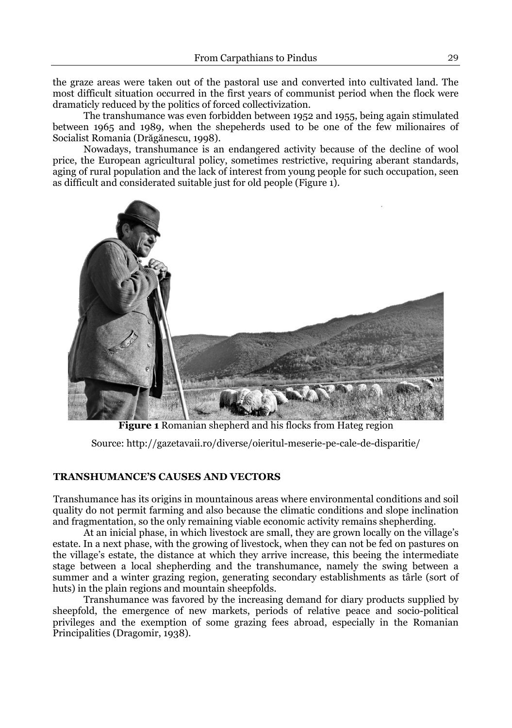the graze areas were taken out of the pastoral use and converted into cultivated land. The most difficult situation occurred in the first years of communist period when the flock were dramaticly reduced by the politics of forced collectivization.

The transhumance was even forbidden between 1952 and 1955, being again stimulated between 1965 and 1989, when the shepeherds used to be one of the few milionaires of Socialist Romania (Drăgănescu, 1998).

Nowadays, transhumance is an endangered activity because of the decline of wool price, the European agricultural policy, sometimes restrictive, requiring aberant standards, aging of rural population and the lack of interest from young people for such occupation, seen as difficult and considerated suitable just for old people (Figure 1).

**Figure 1** Romanian shepherd and his flocks from Hateg region

Source: http://gazetavaii.ro/diverse/oieritul-meserie-pe-cale-de-disparitie/

## TRANSHUMANCE'S CAUSES AND VECTORS

Transhumance has its origins in mountainous areas where environmental conditions and soil quality do not permit farming and also because the climatic conditions and slope inclination and fragmentation, so the only remaining viable economic activity remains shepherding.

At an inicial phase, in which livestock are small, they are grown locally on the village's estate. In a next phase, with the growing of livestock, when they can not be fed on pastures on the village's estate, the distance at which they arrive increase, this beeing the intermediate stage between a local shepherding and the transhumance, namely the swing between a summer and a winter grazing region, generating secondary establishments as târle (sort of huts) in the plain regions and mountain sheepfolds.

Transhumance was favored by the increasing demand for diary products supplied by sheepfold, the emergence of new markets, periods of relative peace and socio-political privileges and the exemption of some grazing fees abroad, especially in the Romanian Principalities (Dragomir, 1938).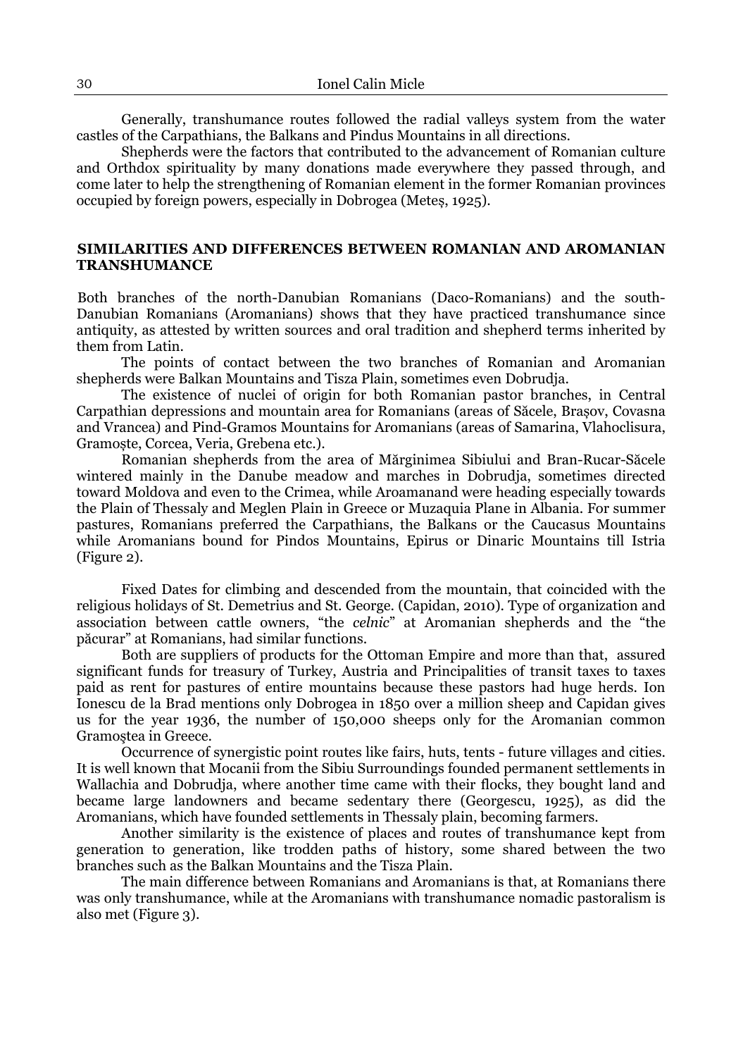Generally, transhumance routes followed the radial valleys system from the water castles of the Carpathians, the Balkans and Pindus Mountains in all directions.

Shepherds were the factors that contributed to the advancement of Romanian culture and Orthdox spirituality by many donations made everywhere they passed through, and come later to help the strengthening of Romanian element in the former Romanian provinces occupied by foreign powers, especially in Dobrogea (Meteș, 1925).

## SIMILARITIES AND DIFFERENCES BETWEEN ROMANIAN AND AROMANIAN TRANSHUMANCE

Both branches of the north-Danubian Romanians (Daco-Romanians) and the south-Danubian Romanians (Aromanians) shows that they have practiced transhumance since antiquity, as attested by written sources and oral tradition and shepherd terms inherited by them from Latin.

The points of contact between the two branches of Romanian and Aromanian shepherds were Balkan Mountains and Tisza Plain, sometimes even Dobrudja.

The existence of nuclei of origin for both Romanian pastor branches, in Central Carpathian depressions and mountain area for Romanians (areas of Săcele, Brașov, Covasna and Vrancea) and Pind-Gramos Mountains for Aromanians (areas of Samarina, Vlahoclisura, Gramoște, Corcea, Veria, Grebena etc.).

Romanian shepherds from the area of Mărginimea Sibiului and Bran-Rucar-Săcele wintered mainly in the Danube meadow and marches in Dobrudja, sometimes directed toward Moldova and even to the Crimea, while Aroamanand were heading especially towards the Plain of Thessaly and Meglen Plain in Greece or Muzaquia Plane in Albania. For summer pastures, Romanians preferred the Carpathians, the Balkans or the Caucasus Mountains while Aromanians bound for Pindos Mountains, Epirus or Dinaric Mountains till Istria (Figure 2).

Fixed Dates for climbing and descended from the mountain, that coincided with the religious holidays of St. Demetrius and St. George. (Capidan, 2010). Type of organization and association between cattle owners, "the *celnic*" at Aromanian shepherds and the "the păcurar" at Romanians, had similar functions.

Both are suppliers of products for the Ottoman Empire and more than that, assured significant funds for treasury of Turkey, Austria and Principalities of transit taxes to taxes paid as rent for pastures of entire mountains because these pastors had huge herds. Ion Ionescu de la Brad mentions only Dobrogea in 1850 over a million sheep and Capidan gives us for the year 1936, the number of 150,000 sheeps only for the Aromanian common Gramoștea in Greece.

Occurrence of synergistic point routes like fairs, huts, tents - future villages and cities. It is well known that Mocanii from the Sibiu Surroundings founded permanent settlements in Wallachia and Dobrudja, where another time came with their flocks, they bought land and became large landowners and became sedentary there (Georgescu, 1925), as did the Aromanians, which have founded settlements in Thessaly plain, becoming farmers.

Another similarity is the existence of places and routes of transhumance kept from generation to generation, like trodden paths of history, some shared between the two branches such as the Balkan Mountains and the Tisza Plain.

The main difference between Romanians and Aromanians is that, at Romanians there was only transhumance, while at the Aromanians with transhumance nomadic pastoralism is also met (Figure 3).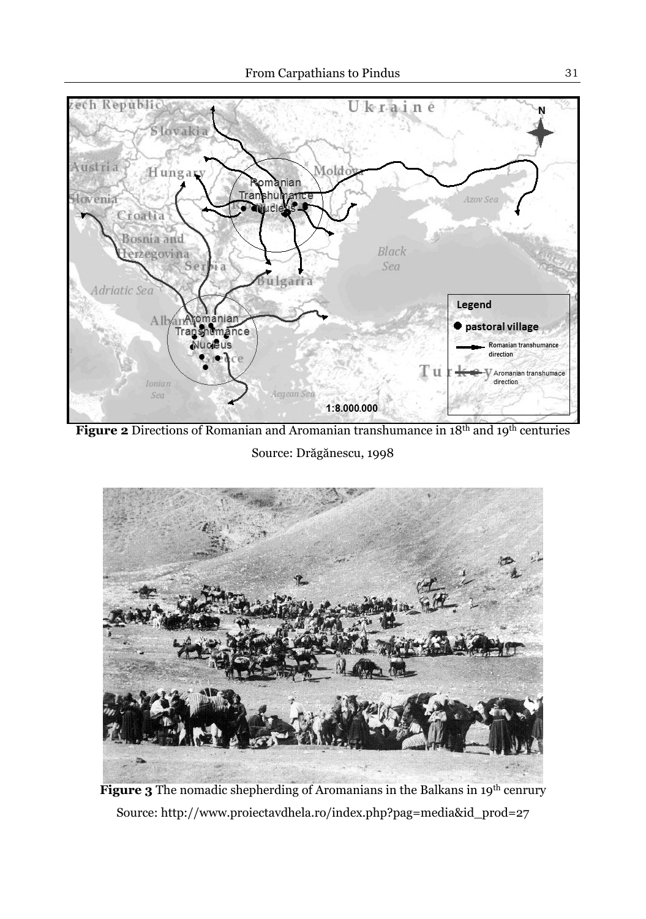**Figure 2** Directions of Romanian and Aromanian transhumance in 18th and 19th centuries

Source: Drăgănescu, 1998

**Figure 3** The nomadic shepherding of Aromanians in the Balkans in 19th cenrury

Source: http://www.proiectavdhela.ro/index.php?pag=media&id_prod=27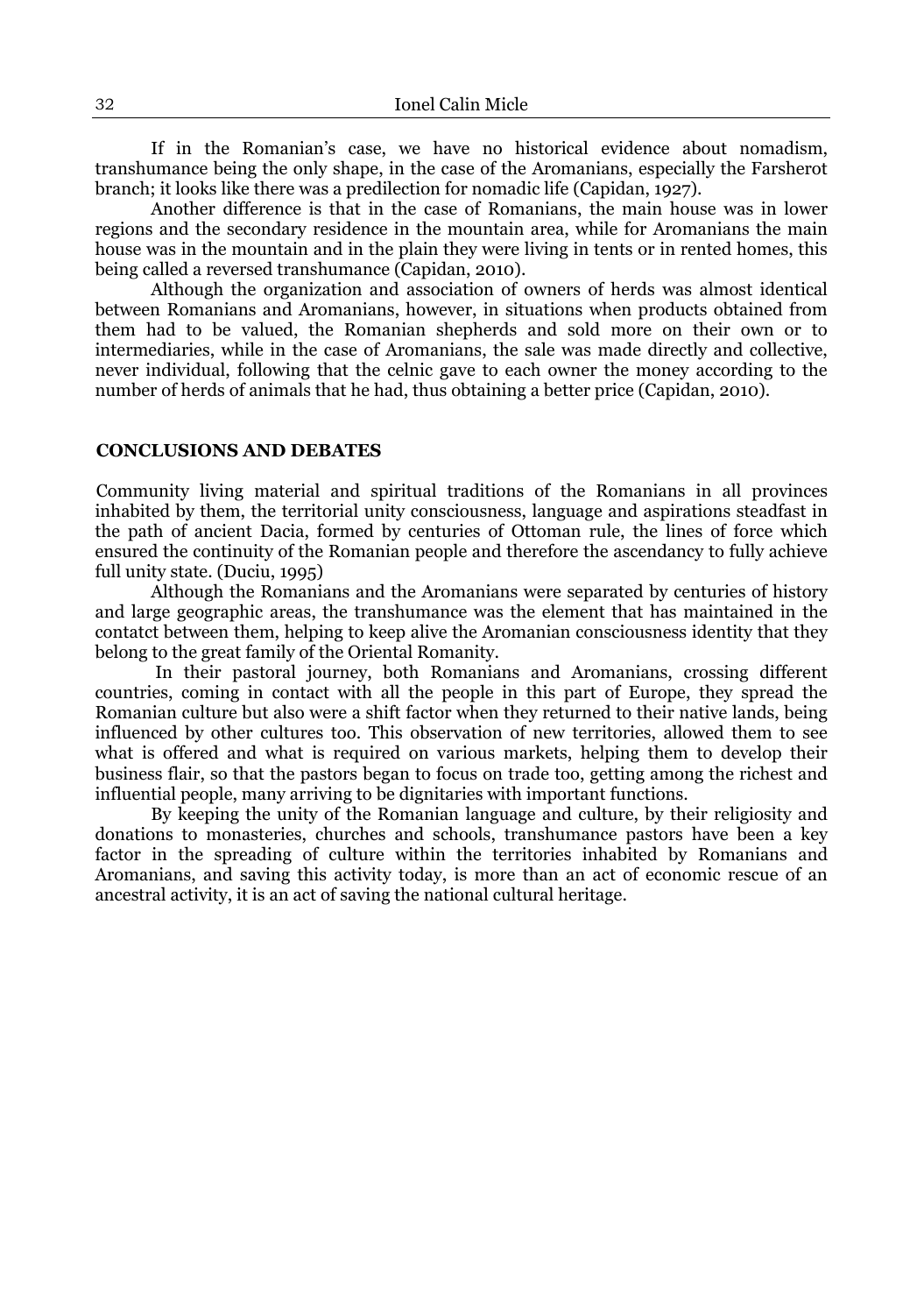If in the Romanian's case, we have no historical evidence about nomadism, transhumance being the only shape, in the case of the Aromanians, especially the Farsherot branch; it looks like there was a predilection for nomadic life (Capidan, 1927).

Another difference is that in the case of Romanians, the main house was in lower regions and the secondary residence in the mountain area, while for Aromanians the main house was in the mountain and in the plain they were living in tents or in rented homes, this being called a reversed transhumance (Capidan, 2010).

Although the organization and association of owners of herds was almost identical between Romanians and Aromanians, however, in situations when products obtained from them had to be valued, the Romanian shepherds and sold more on their own or to intermediaries, while in the case of Aromanians, the sale was made directly and collective, never individual, following that the celnic gave to each owner the money according to the number of herds of animals that he had, thus obtaining a better price (Capidan, 2010).

## CONCLUSIONS AND DEBATES

Community living material and spiritual traditions of the Romanians in all provinces inhabited by them, the territorial unity consciousness, language and aspirations steadfast in the path of ancient Dacia, formed by centuries of Ottoman rule, the lines of force which ensured the continuity of the Romanian people and therefore the ascendancy to fully achieve full unity state. (Duciu, 1995)

Although the Romanians and the Aromanians were separated by centuries of history and large geographic areas, the transhumance was the element that has maintained in the contatct between them, helping to keep alive the Aromanian consciousness identity that they belong to the great family of the Oriental Romanity.

In their pastoral journey, both Romanians and Aromanians, crossing different countries, coming in contact with all the people in this part of Europe, they spread the Romanian culture but also were a shift factor when they returned to their native lands, being influenced by other cultures too. This observation of new territories, allowed them to see what is offered and what is required on various markets, helping them to develop their business flair, so that the pastors began to focus on trade too, getting among the richest and influential people, many arriving to be dignitaries with important functions.

By keeping the unity of the Romanian language and culture, by their religiosity and donations to monasteries, churches and schools, transhumance pastors have been a key factor in the spreading of culture within the territories inhabited by Romanians and Aromanians, and saving this activity today, is more than an act of economic rescue of an ancestral activity, it is an act of saving the national cultural heritage.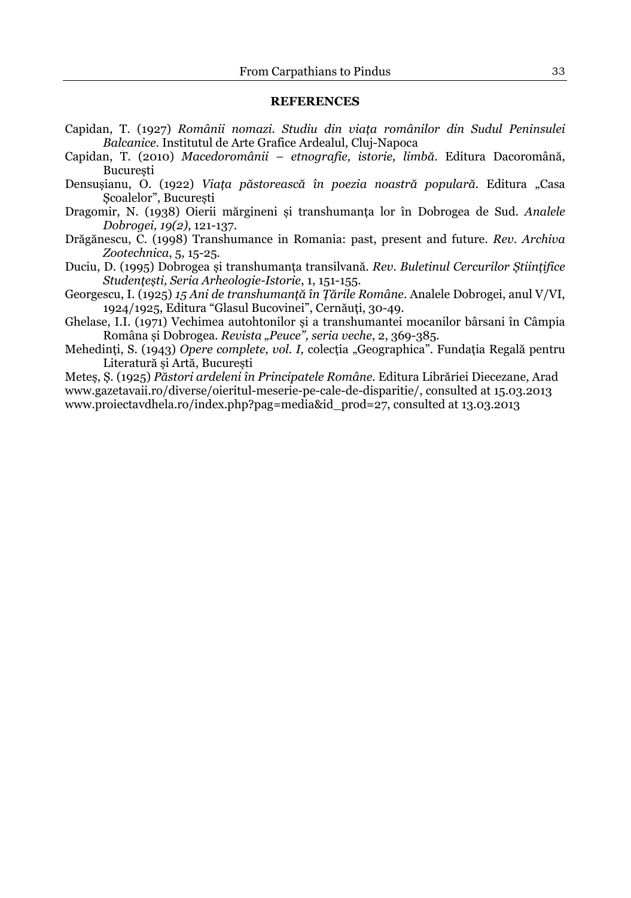## REFERENCES

Capidan, T. (1927) *Românii nomazi. Studiu din viața românilor din Sudul Peninsulei Balcanice*. Institutul de Arte Grafice Ardealul, Cluj-Napoca

Capidan, T. (2010) *Macedoromânii – etnografie, istorie, limbă*. Editura Dacoromână, București

Densușianu, O. (1922) *Viața păstorească în poezia noastră populară*. Editura „Casa Școalelor", București

Dragomir, N. (1938) Oierii mărgineni și transhumanța lor în Dobrogea de Sud. *Analele Dobrogei, 19(2)*, 121-137.

Drăgănescu, C. (1998) Transhumance in Romania: past, present and future. *Rev. Archiva Zootechnica*, 5, 15-25.

Duciu, D. (1995) Dobrogea și transhumanța transilvană. *Rev. Buletinul Cercurilor Științifice Studențești, Seria Arheologie-Istorie*, 1, 151-155.

Georgescu, I. (1925) *15 Ani de transhumanță în Țările Române*. Analele Dobrogei, anul V/VI, 1924/1925, Editura "Glasul Bucovinei", Cernăuți, 30-49.

Ghelase, I.I. (1971) Vechimea autohtonilor și a transhumantei mocanilor bârsani în Câmpia Româna și Dobrogea. *Revista „Peuce", seria veche*, 2, 369-385.

Mehedinți, S. (1943) *Opere complete, vol. I,* colecția „Geographica". Fundația Regală pentru Literatură și Artă, București

Meteș, Ș. (1925) *Păstori ardeleni în Principatele Române*. Editura Librăriei Diecezane, Arad

www.gazetavaii.ro/diverse/oieritul-meserie-pe-cale-de-disparitie/, consulted at 15.03.2013

www.proiectavdhela.ro/index.php?pag=media&id_prod=27, consulted at 13.03.2013